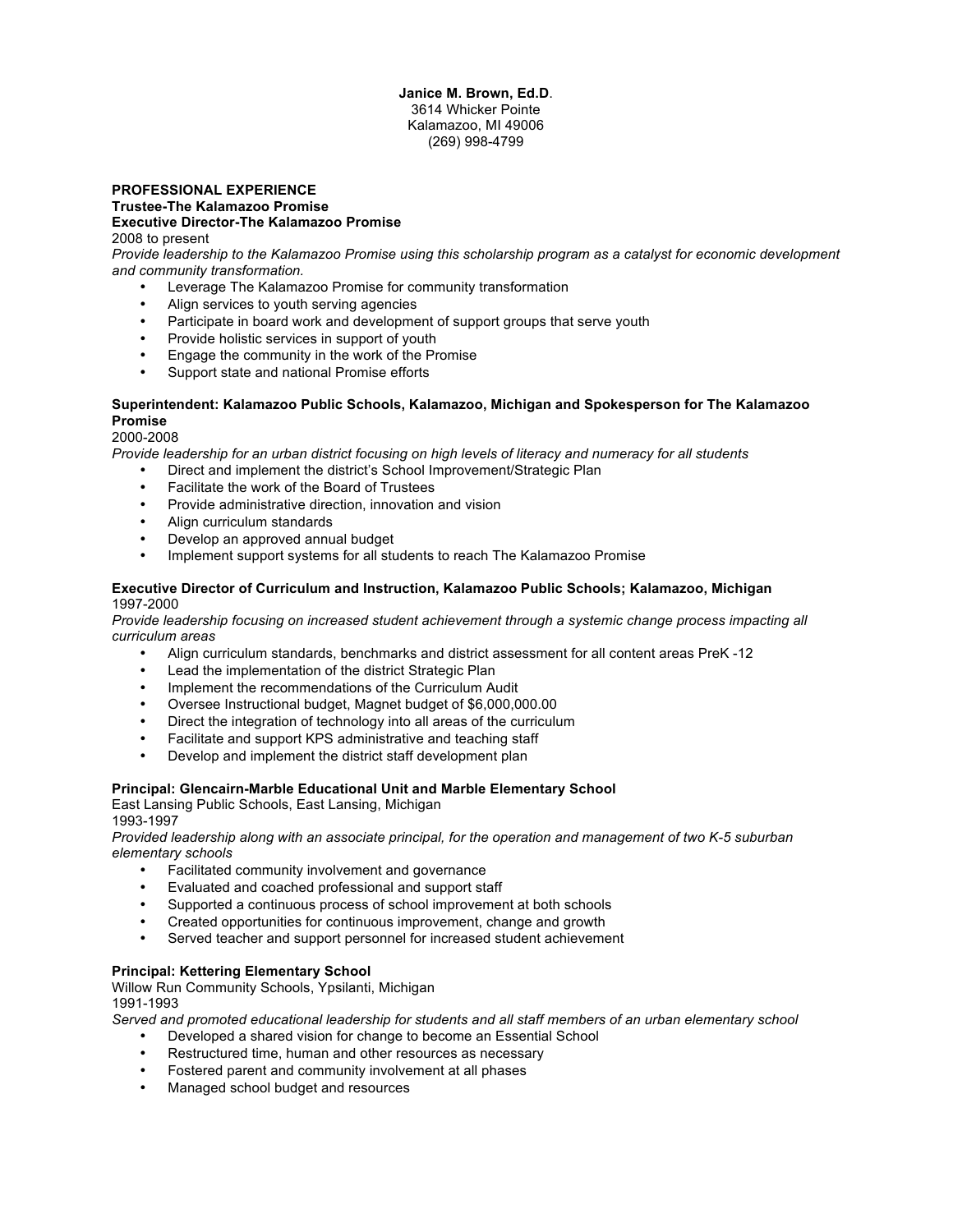**Janice M. Brown, Ed.D**.
3614 Whicker Pointe
Kalamazoo, MI 49006
(269) 998-4799

## PROFESSIONAL EXPERIENCE

### Trustee-The Kalamazoo Promise
### Executive Director-The Kalamazoo Promise

2008 to present

*Provide leadership to the Kalamazoo Promise using this scholarship program as a catalyst for economic development and community transformation.*

- Leverage The Kalamazoo Promise for community transformation
- Align services to youth serving agencies
- Participate in board work and development of support groups that serve youth
- Provide holistic services in support of youth
- Engage the community in the work of the Promise
- Support state and national Promise efforts

### Superintendent: Kalamazoo Public Schools, Kalamazoo, Michigan and Spokesperson for The Kalamazoo Promise

2000-2008

*Provide leadership for an urban district focusing on high levels of literacy and numeracy for all students*

- Direct and implement the district's School Improvement/Strategic Plan
- Facilitate the work of the Board of Trustees
- Provide administrative direction, innovation and vision
- Align curriculum standards
- Develop an approved annual budget
- Implement support systems for all students to reach The Kalamazoo Promise

### Executive Director of Curriculum and Instruction, Kalamazoo Public Schools; Kalamazoo, Michigan

1997-2000

*Provide leadership focusing on increased student achievement through a systemic change process impacting all curriculum areas*

- Align curriculum standards, benchmarks and district assessment for all content areas PreK -12
- Lead the implementation of the district Strategic Plan
- Implement the recommendations of the Curriculum Audit
- Oversee Instructional budget, Magnet budget of $6,000,000.00
- Direct the integration of technology into all areas of the curriculum
- Facilitate and support KPS administrative and teaching staff
- Develop and implement the district staff development plan

### Principal: Glencairn-Marble Educational Unit and Marble Elementary School

East Lansing Public Schools, East Lansing, Michigan
1993-1997

*Provided leadership along with an associate principal, for the operation and management of two K-5 suburban elementary schools*

- Facilitated community involvement and governance
- Evaluated and coached professional and support staff
- Supported a continuous process of school improvement at both schools
- Created opportunities for continuous improvement, change and growth
- Served teacher and support personnel for increased student achievement

### Principal: Kettering Elementary School

Willow Run Community Schools, Ypsilanti, Michigan
1991-1993

*Served and promoted educational leadership for students and all staff members of an urban elementary school*

- Developed a shared vision for change to become an Essential School
- Restructured time, human and other resources as necessary
- Fostered parent and community involvement at all phases
- Managed school budget and resources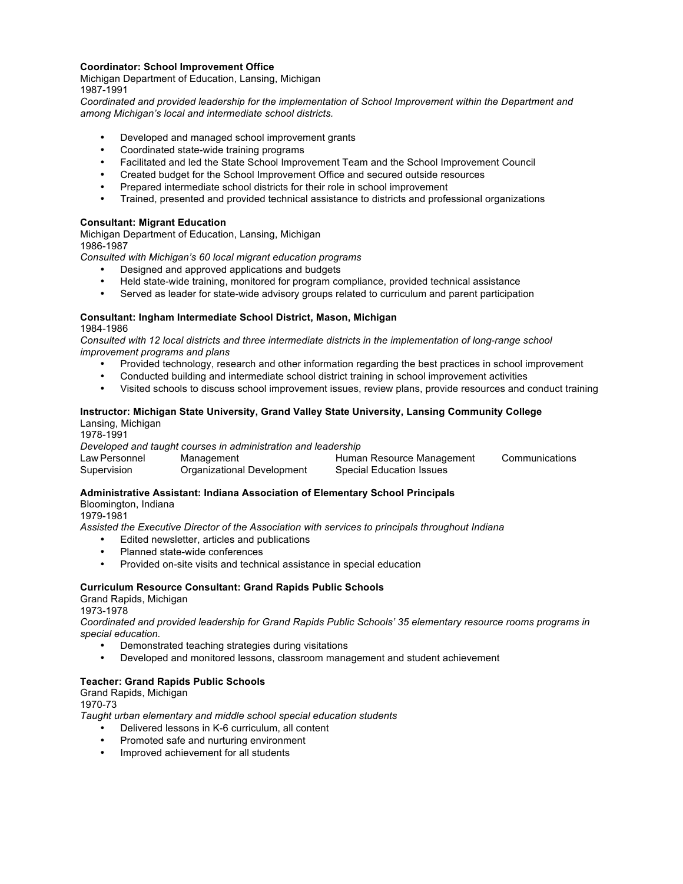**Coordinator: School Improvement Office**
Michigan Department of Education, Lansing, Michigan
1987-1991
*Coordinated and provided leadership for the implementation of School Improvement within the Department and among Michigan's local and intermediate school districts.*

- Developed and managed school improvement grants
- Coordinated state-wide training programs
- Facilitated and led the State School Improvement Team and the School Improvement Council
- Created budget for the School Improvement Office and secured outside resources
- Prepared intermediate school districts for their role in school improvement
- Trained, presented and provided technical assistance to districts and professional organizations

**Consultant: Migrant Education**
Michigan Department of Education, Lansing, Michigan
1986-1987
*Consulted with Michigan's 60 local migrant education programs*

- Designed and approved applications and budgets
- Held state-wide training, monitored for program compliance, provided technical assistance
- Served as leader for state-wide advisory groups related to curriculum and parent participation

**Consultant: Ingham Intermediate School District, Mason, Michigan**
1984-1986
*Consulted with 12 local districts and three intermediate districts in the implementation of long-range school improvement programs and plans*

- Provided technology, research and other information regarding the best practices in school improvement
- Conducted building and intermediate school district training in school improvement activities
- Visited schools to discuss school improvement issues, review plans, provide resources and conduct training

**Instructor: Michigan State University, Grand Valley State University, Lansing Community College**
Lansing, Michigan
1978-1991
*Developed and taught courses in administration and leadership*

| | | | |
|---|---|---|---|
| Law Personnel | Management | Human Resource Management | Communications |
| Supervision | Organizational Development | Special Education Issues | |

**Administrative Assistant: Indiana Association of Elementary School Principals**
Bloomington, Indiana
1979-1981
*Assisted the Executive Director of the Association with services to principals throughout Indiana*

- Edited newsletter, articles and publications
- Planned state-wide conferences
- Provided on-site visits and technical assistance in special education

**Curriculum Resource Consultant: Grand Rapids Public Schools**
Grand Rapids, Michigan
1973-1978
*Coordinated and provided leadership for Grand Rapids Public Schools' 35 elementary resource rooms programs in special education.*

- Demonstrated teaching strategies during visitations
- Developed and monitored lessons, classroom management and student achievement

**Teacher: Grand Rapids Public Schools**
Grand Rapids, Michigan
1970-73
*Taught urban elementary and middle school special education students*

- Delivered lessons in K-6 curriculum, all content
- Promoted safe and nurturing environment
- Improved achievement for all students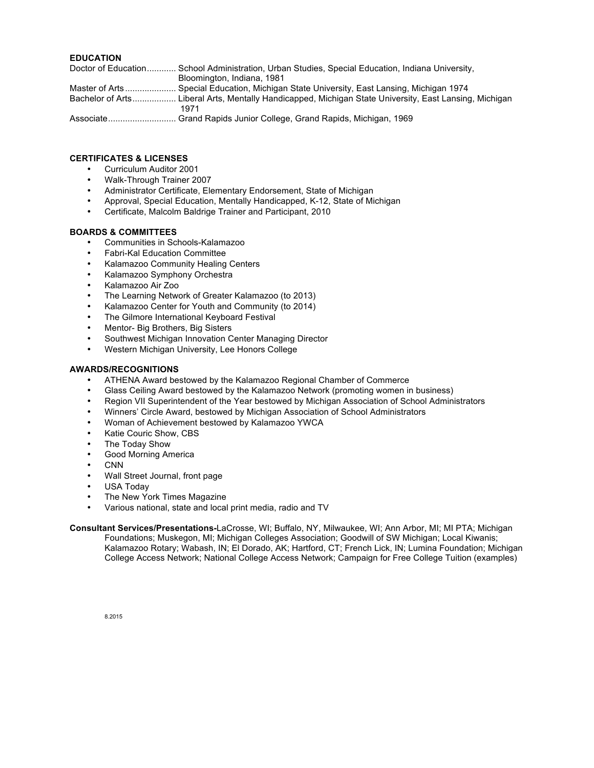## EDUCATION

Doctor of Education............ School Administration, Urban Studies, Special Education, Indiana University, Bloomington, Indiana, 1981
Master of Arts..................... Special Education, Michigan State University, East Lansing, Michigan 1974
Bachelor of Arts.................. Liberal Arts, Mentally Handicapped, Michigan State University, East Lansing, Michigan 1971
Associate............................ Grand Rapids Junior College, Grand Rapids, Michigan, 1969

## CERTIFICATES & LICENSES

- Curriculum Auditor 2001
- Walk-Through Trainer 2007
- Administrator Certificate, Elementary Endorsement, State of Michigan
- Approval, Special Education, Mentally Handicapped, K-12, State of Michigan
- Certificate, Malcolm Baldrige Trainer and Participant, 2010

## BOARDS & COMMITTEES

- Communities in Schools-Kalamazoo
- Fabri-Kal Education Committee
- Kalamazoo Community Healing Centers
- Kalamazoo Symphony Orchestra
- Kalamazoo Air Zoo
- The Learning Network of Greater Kalamazoo (to 2013)
- Kalamazoo Center for Youth and Community (to 2014)
- The Gilmore International Keyboard Festival
- Mentor- Big Brothers, Big Sisters
- Southwest Michigan Innovation Center Managing Director
- Western Michigan University, Lee Honors College

## AWARDS/RECOGNITIONS

- ATHENA Award bestowed by the Kalamazoo Regional Chamber of Commerce
- Glass Ceiling Award bestowed by the Kalamazoo Network (promoting women in business)
- Region VII Superintendent of the Year bestowed by Michigan Association of School Administrators
- Winners' Circle Award, bestowed by Michigan Association of School Administrators
- Woman of Achievement bestowed by Kalamazoo YWCA
- Katie Couric Show, CBS
- The Today Show
- Good Morning America
- CNN
- Wall Street Journal, front page
- USA Today
- The New York Times Magazine
- Various national, state and local print media, radio and TV

**Consultant Services/Presentations-**LaCrosse, WI; Buffalo, NY, Milwaukee, WI; Ann Arbor, MI; MI PTA; Michigan Foundations; Muskegon, MI; Michigan Colleges Association; Goodwill of SW Michigan; Local Kiwanis; Kalamazoo Rotary; Wabash, IN; El Dorado, AK; Hartford, CT; French Lick, IN; Lumina Foundation; Michigan College Access Network; National College Access Network; Campaign for Free College Tuition (examples)

8.2015